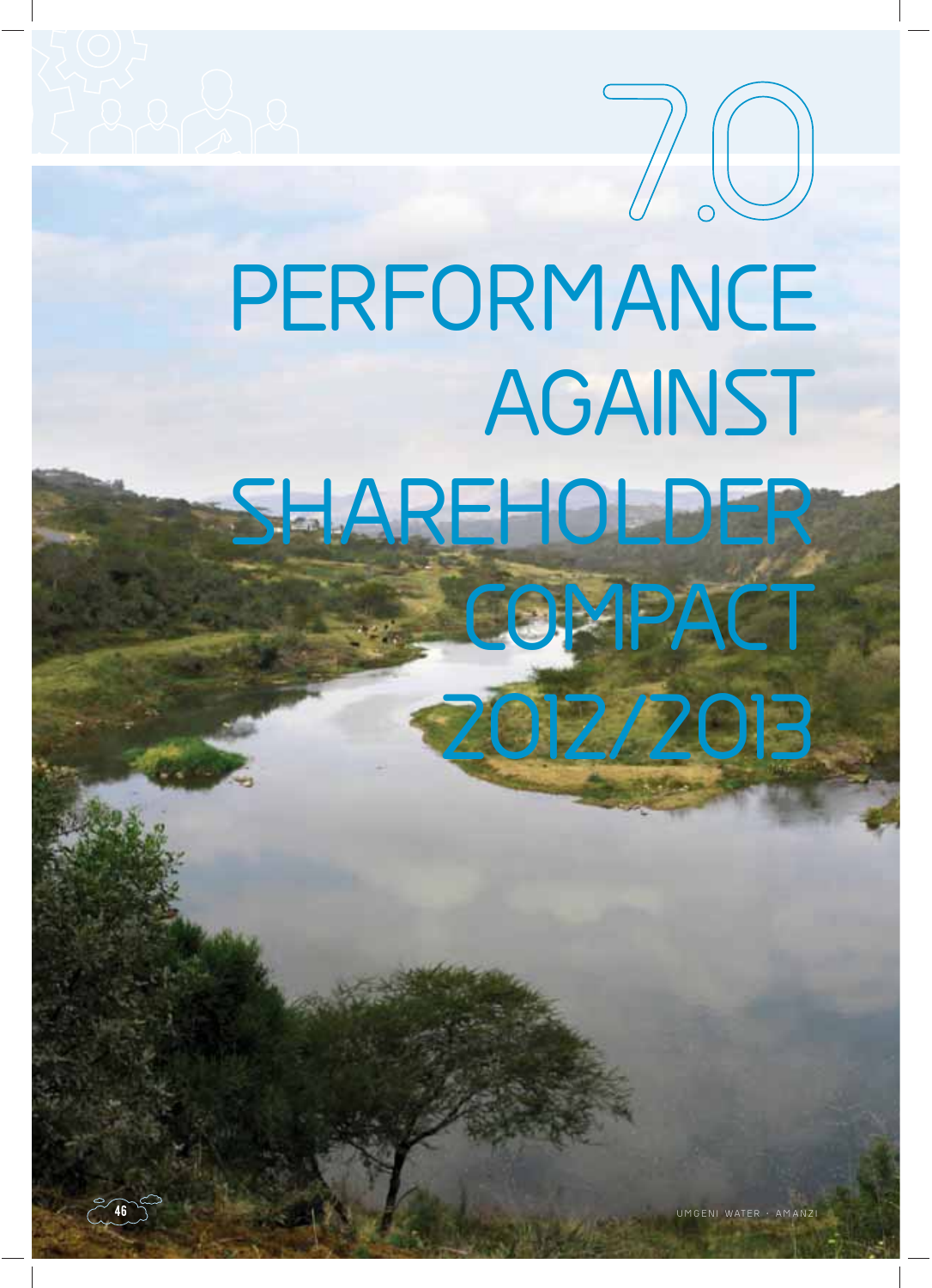# 7.0 PERFORMANCE AGAINST SHAREHOLDER COMPACT 2012/2013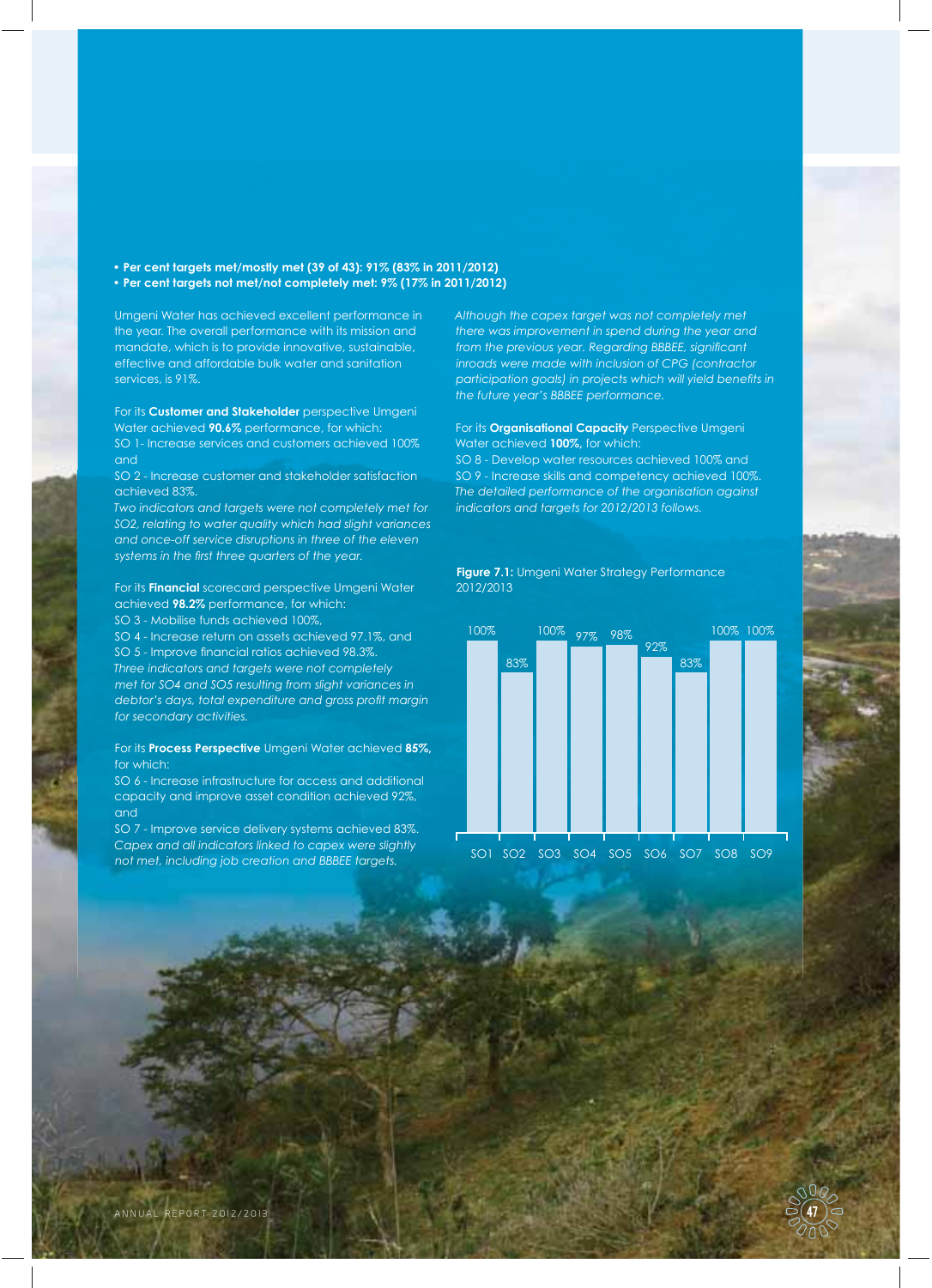- **Per cent targets met/mostly met (39 of 43): 91% (83% in 2011/2012)**
- **Per cent targets not met/not completely met: 9% (17% in 2011/2012)**

Umgeni Water has achieved excellent performance in the year. The overall performance with its mission and mandate, which is to provide innovative, sustainable, effective and affordable bulk water and sanitation services, is 91%.

For its **Customer and Stakeholder** perspective Umgeni Water achieved **90.6%** performance, for which:
SO 1- Increase services and customers achieved 100% and
SO 2 - Increase customer and stakeholder satisfaction achieved 83%.
*Two indicators and targets were not completely met for SO2, relating to water quality which had slight variances and once-off service disruptions in three of the eleven systems in the first three quarters of the year.*

For its **Financial** scorecard perspective Umgeni Water achieved **98.2%** performance, for which:
SO 3 - Mobilise funds achieved 100%,
SO 4 - Increase return on assets achieved 97.1%, and
SO 5 - Improve financial ratios achieved 98.3%.
*Three indicators and targets were not completely met for SO4 and SO5 resulting from slight variances in debtor's days, total expenditure and gross profit margin for secondary activities.*

For its **Process Perspective** Umgeni Water achieved **85%**, for which:
SO 6 - Increase infrastructure for access and additional capacity and improve asset condition achieved 92%, and
SO 7 - Improve service delivery systems achieved 83%.
*Capex and all indicators linked to capex were slightly not met, including job creation and BBBEE targets.*

*Although the capex target was not completely met there was improvement in spend during the year and from the previous year. Regarding BBBEE, significant inroads were made with inclusion of CPG (contractor participation goals) in projects which will yield benefits in the future year's BBBEE performance.*

For its **Organisational Capacity** Perspective Umgeni Water achieved **100%,** for which:
SO 8 - Develop water resources achieved 100% and
SO 9 - Increase skills and competency achieved 100%.
*The detailed performance of the organisation against indicators and targets for 2012/2013 follows.*

**Figure 7.1:** Umgeni Water Strategy Performance 2012/2013

| SO1 | SO2 | SO3 | SO4 | SO5 | SO6 | SO7 | SO8 | SO9 |
|---|---|---|---|---|---|---|---|---|
| 100% | 83% | 100% | 97% | 98% | 92% | 83% | 100% | 100% |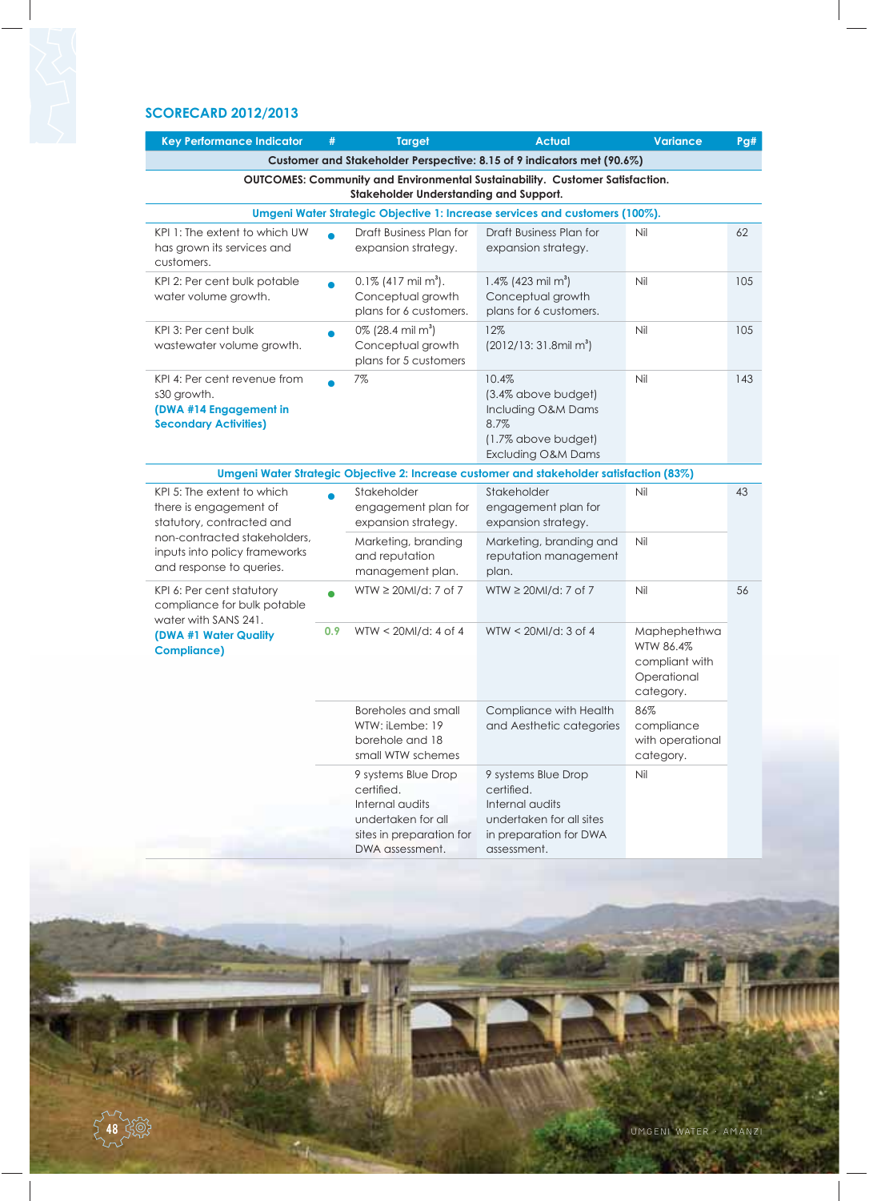## SCORECARD 2012/2013

| Key Performance Indicator | # | Target | Actual | Variance | Pg# |
|---|---|---|---|---|---|
| **Customer and Stakeholder Perspective: 8.15 of 9 indicators met (90.6%)** | | | | | |
| **OUTCOMES: Community and Environmental Sustainability. Customer Satisfaction. Stakeholder Understanding and Support.** | | | | | |
| **Umgeni Water Strategic Objective 1: Increase services and customers (100%).** | | | | | |
| KPI 1: The extent to which UW has grown its services and customers. | ● | Draft Business Plan for expansion strategy. | Draft Business Plan for expansion strategy. | Nil | 62 |
| KPI 2: Per cent bulk potable water volume growth. | ● | 0.1% (417 mil $m^3$). Conceptual growth plans for 6 customers. | 1.4% (423 mil $m^3$) Conceptual growth plans for 6 customers. | Nil | 105 |
| KPI 3: Per cent bulk wastewater volume growth. | ● | 0% (28.4 mil $m^3$) Conceptual growth plans for 5 customers | 12% (2012/13: 31.8mil $m^3$) | Nil | 105 |
| KPI 4: Per cent revenue from s30 growth. **(DWA #14 Engagement in Secondary Activities)** | ● | 7% | 10.4% (3.4% above budget) Including O&M Dams 8.7% (1.7% above budget) Excluding O&M Dams | Nil | 143 |
| **Umgeni Water Strategic Objective 2: Increase customer and stakeholder satisfaction (83%)** | | | | | |
| KPI 5: The extent to which there is engagement of statutory, contracted and non-contracted stakeholders, inputs into policy frameworks and response to queries. | ● | Stakeholder engagement plan for expansion strategy. | Stakeholder engagement plan for expansion strategy. | Nil | 43 |
| | | Marketing, branding and reputation management plan. | Marketing, branding and reputation management plan. | Nil | |
| KPI 6: Per cent statutory compliance for bulk potable water with SANS 241. **(DWA #1 Water Quality Compliance)** | ● | WTW ≥ 20Ml/d: 7 of 7 | WTW ≥ 20Ml/d: 7 of 7 | Nil | 56 |
| | 0.9 | WTW < 20Ml/d: 4 of 4 | WTW < 20Ml/d: 3 of 4 | Maphephethwa WTW 86.4% compliant with Operational category. | |
| | | Boreholes and small WTW: iLembe: 19 borehole and 18 small WTW schemes | Compliance with Health and Aesthetic categories | 86% compliance with operational category. | |
| | | 9 systems Blue Drop certified. Internal audits undertaken for all sites in preparation for DWA assessment. | 9 systems Blue Drop certified. Internal audits undertaken for all sites in preparation for DWA assessment. | Nil | |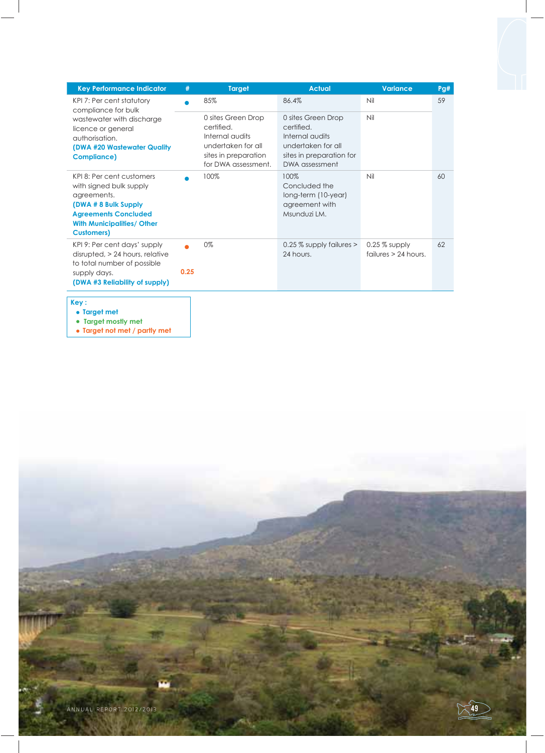| Key Performance Indicator | # | Target | Actual | Variance | Pg# |
|---|---|---|---|---|---|
| KPI 7: Per cent statutory compliance for bulk wastewater with discharge licence or general authorisation. **(DWA #20 Wastewater Quality Compliance)** | ● | 85% | 86.4% | Nil | 59 |
| | | 0 sites Green Drop certified. Internal audits undertaken for all sites in preparation for DWA assessment. | 0 sites Green Drop certified. Internal audits undertaken for all sites in preparation for DWA assessment | Nil | |
| KPI 8: Per cent customers with signed bulk supply agreements. **(DWA # 8 Bulk Supply Agreements Concluded With Municipalities/ Other Customers)** | ● | 100% | 100% Concluded the long-term (10-year) agreement with Msunduzi LM. | Nil | 60 |
| KPI 9: Per cent days' supply disrupted, > 24 hours, relative to total number of possible supply days. **(DWA #3 Reliability of supply)** | ● 0.25 | 0% | 0.25 % supply failures > 24 hours. | 0.25 % supply failures > 24 hours. | 62 |

**Key :**
- Target met
- Target mostly met
- Target not met / partly met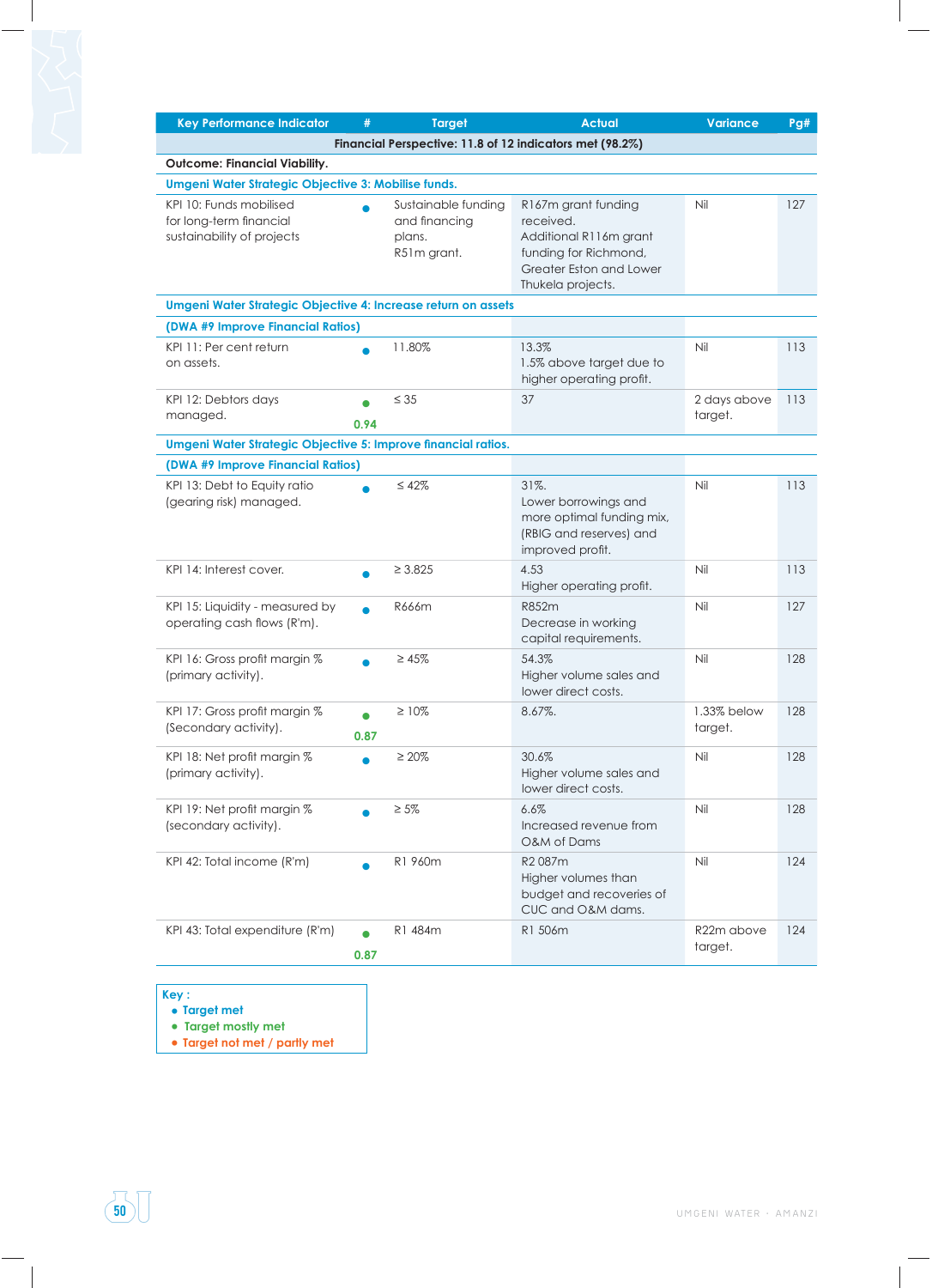| Key Performance Indicator | # | Target | Actual | Variance | Pg# |
|---|---|---|---|---|---|
| **Financial Perspective: 11.8 of 12 indicators met (98.2%)** | | | | | |
| **Outcome: Financial Viability.** | | | | | |
| **Umgeni Water Strategic Objective 3: Mobilise funds.** | | | | | |
| KPI 10: Funds mobilised for long-term financial sustainability of projects | ● | Sustainable funding and financing plans. R51m grant. | R167m grant funding received. Additional R116m grant funding for Richmond, Greater Eston and Lower Thukela projects. | Nil | 127 |
| **Umgeni Water Strategic Objective 4: Increase return on assets** | | | | | |
| **(DWA #9 Improve Financial Ratios)** | | | | | |
| KPI 11: Per cent return on assets. | ● | 11.80% | 13.3% 1.5% above target due to higher operating profit. | Nil | 113 |
| KPI 12: Debtors days managed. | ● 0.94 | ≤ 35 | 37 | 2 days above target. | 113 |
| **Umgeni Water Strategic Objective 5: Improve financial ratios.** | | | | | |
| **(DWA #9 Improve Financial Ratios)** | | | | | |
| KPI 13: Debt to Equity ratio (gearing risk) managed. | ● | ≤ 42% | 31%. Lower borrowings and more optimal funding mix, (RBIG and reserves) and improved profit. | Nil | 113 |
| KPI 14: Interest cover. | ● | ≥ 3.825 | 4.53 Higher operating profit. | Nil | 113 |
| KPI 15: Liquidity - measured by operating cash flows (R'm). | ● | R666m | R852m Decrease in working capital requirements. | Nil | 127 |
| KPI 16: Gross profit margin % (primary activity). | ● | ≥ 45% | 54.3% Higher volume sales and lower direct costs. | Nil | 128 |
| KPI 17: Gross profit margin % (Secondary activity). | ● 0.87 | ≥ 10% | 8.67%. | 1.33% below target. | 128 |
| KPI 18: Net profit margin % (primary activity). | ● | ≥ 20% | 30.6% Higher volume sales and lower direct costs. | Nil | 128 |
| KPI 19: Net profit margin % (secondary activity). | ● | ≥ 5% | 6.6% Increased revenue from O&M of Dams | Nil | 128 |
| KPI 42: Total income (R'm) | ● | R1 960m | R2 087m Higher volumes than budget and recoveries of CUC and O&M dams. | Nil | 124 |
| KPI 43: Total expenditure (R'm) | ● 0.87 | R1 484m | R1 506m | R22m above target. | 124 |

**Key :**
- Target met
- Target mostly met
- Target not met / partly met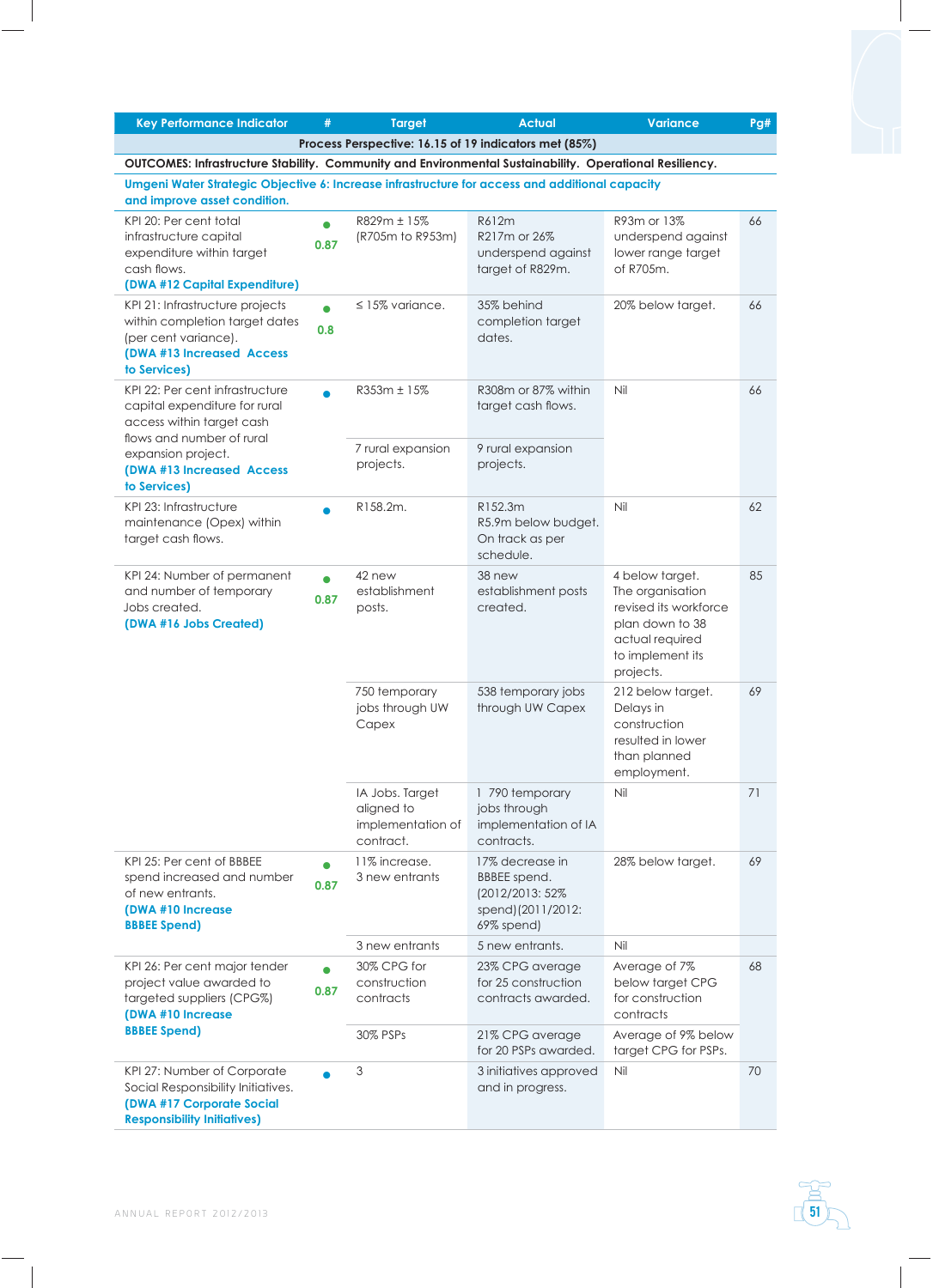| Key Performance Indicator | # | Target | Actual | Variance | Pg# |
|---|---|---|---|---|---|
| **Process Perspective: 16.15 of 19 indicators met (85%)** | | | | | |
| **OUTCOMES: Infrastructure Stability. Community and Environmental Sustainability. Operational Resiliency.** | | | | | |
| **Umgeni Water Strategic Objective 6: Increase infrastructure for access and additional capacity and improve asset condition.** | | | | | |
| KPI 20: Per cent total infrastructure capital expenditure within target cash flows. **(DWA #12 Capital Expenditure)** | ● 0.87 | R829m ± 15% (R705m to R953m) | R612m R217m or 26% underspend against target of R829m. | R93m or 13% underspend against lower range target of R705m. | 66 |
| KPI 21: Infrastructure projects within completion target dates (per cent variance). **(DWA #13 Increased Access to Services)** | ● 0.8 | ≤ 15% variance. | 35% behind completion target dates. | 20% below target. | 66 |
| KPI 22: Per cent infrastructure capital expenditure for rural access within target cash flows and number of rural expansion project. **(DWA #13 Increased Access to Services)** | ● | R353m ± 15% | R308m or 87% within target cash flows. | Nil | 66 |
| | | 7 rural expansion projects. | 9 rural expansion projects. | | |
| KPI 23: Infrastructure maintenance (Opex) within target cash flows. | ● | R158.2m. | R152.3m R5.9m below budget. On track as per schedule. | Nil | 62 |
| KPI 24: Number of permanent and number of temporary Jobs created. **(DWA #16 Jobs Created)** | ● 0.87 | 42 new establishment posts. | 38 new establishment posts created. | 4 below target. The organisation revised its workforce plan down to 38 actual required to implement its projects. | 85 |
| | | 750 temporary jobs through UW Capex | 538 temporary jobs through UW Capex | 212 below target. Delays in construction resulted in lower than planned employment. | 69 |
| | | IA Jobs. Target aligned to implementation of contract. | 1 790 temporary jobs through implementation of IA contracts. | Nil | 71 |
| KPI 25: Per cent of BBBEE spend increased and number of new entrants. **(DWA #10 Increase BBBEE Spend)** | ● 0.87 | 11% increase. 3 new entrants | 17% decrease in BBBEE spend. (2012/2013: 52% spend)(2011/2012: 69% spend) | 28% below target. | 69 |
| | | 3 new entrants | 5 new entrants. | Nil | |
| KPI 26: Per cent major tender project value awarded to targeted suppliers (CPG%) **(DWA #10 Increase BBBEE Spend)** | ● 0.87 | 30% CPG for construction contracts | 23% CPG average for 25 construction contracts awarded. | Average of 7% below target CPG for construction contracts | 68 |
| | | 30% PSPs | 21% CPG average for 20 PSPs awarded. | Average of 9% below target CPG for PSPs. | |
| KPI 27: Number of Corporate Social Responsibility Initiatives. **(DWA #17 Corporate Social Responsibility Initiatives)** | ● | 3 | 3 initiatives approved and in progress. | Nil | 70 |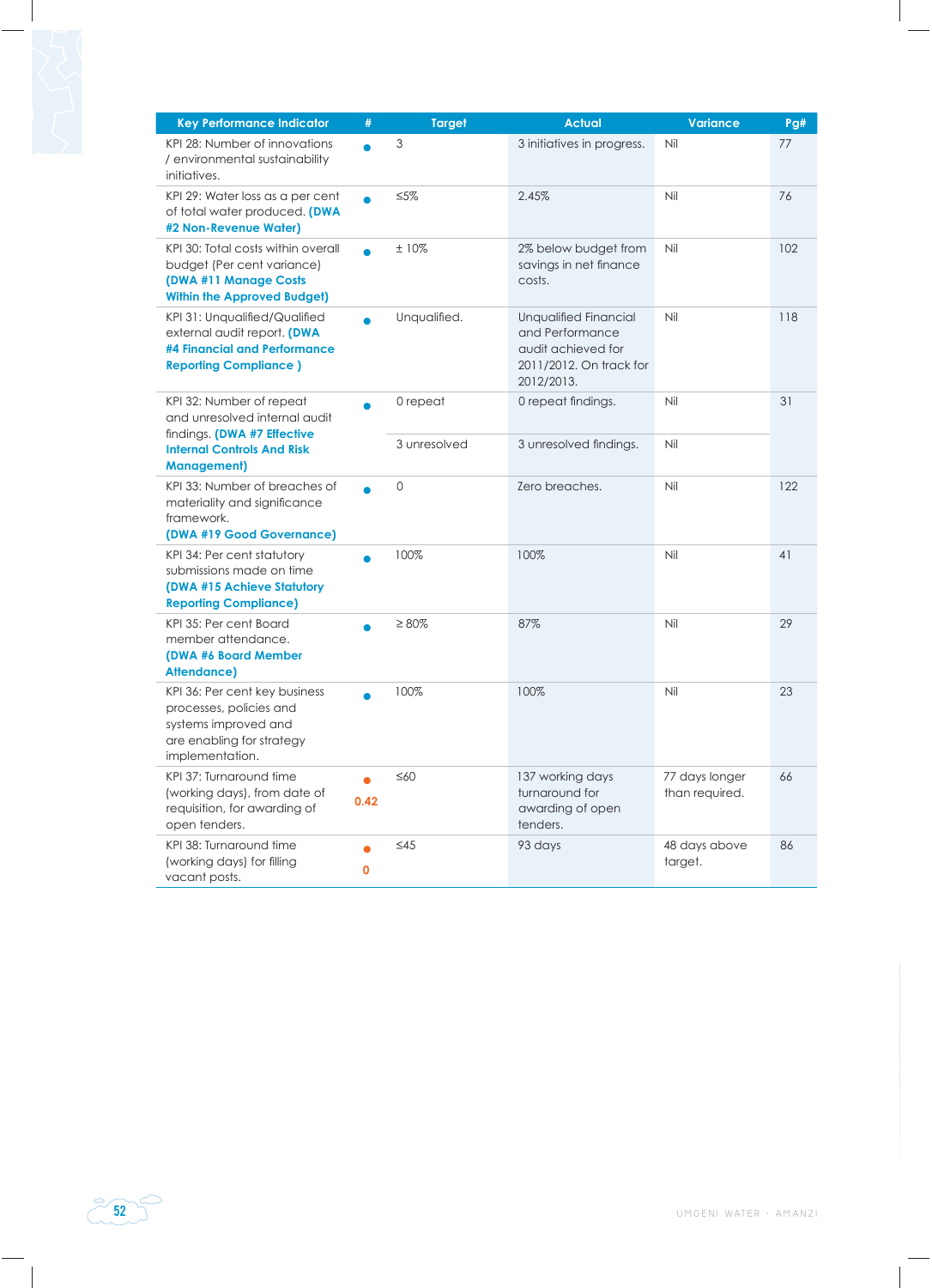| Key Performance Indicator | # | Target | Actual | Variance | Pg# |
|---|---|---|---|---|---|
| KPI 28: Number of innovations / environmental sustainability initiatives. | ● | 3 | 3 initiatives in progress. | Nil | 77 |
| KPI 29: Water loss as a per cent of total water produced. **(DWA #2 Non-Revenue Water)** | ● | ≤5% | 2.45% | Nil | 76 |
| KPI 30: Total costs within overall budget (Per cent variance) **(DWA #11 Manage Costs Within the Approved Budget)** | ● | ± 10% | 2% below budget from savings in net finance costs. | Nil | 102 |
| KPI 31: Unqualified/Qualified external audit report. **(DWA #4 Financial and Performance Reporting Compliance )** | ● | Unqualified. | Unqualified Financial and Performance audit achieved for 2011/2012. On track for 2012/2013. | Nil | 118 |
| KPI 32: Number of repeat and unresolved internal audit findings. **(DWA #7 Effective Internal Controls And Risk Management)** | ● | 0 repeat | 0 repeat findings. | Nil | 31 |
| | | 3 unresolved | 3 unresolved findings. | Nil | |
| KPI 33: Number of breaches of materiality and significance framework. **(DWA #19 Good Governance)** | ● | 0 | Zero breaches. | Nil | 122 |
| KPI 34: Per cent statutory submissions made on time **(DWA #15 Achieve Statutory Reporting Compliance)** | ● | 100% | 100% | Nil | 41 |
| KPI 35: Per cent Board member attendance. **(DWA #6 Board Member Attendance)** | ● | ≥ 80% | 87% | Nil | 29 |
| KPI 36: Per cent key business processes, policies and systems improved and are enabling for strategy implementation. | ● | 100% | 100% | Nil | 23 |
| KPI 37: Turnaround time (working days), from date of requisition, for awarding of open tenders. | ● 0.42 | ≤60 | 137 working days turnaround for awarding of open tenders. | 77 days longer than required. | 66 |
| KPI 38: Turnaround time (working days) for filling vacant posts. | ● 0 | ≤45 | 93 days | 48 days above target. | 86 |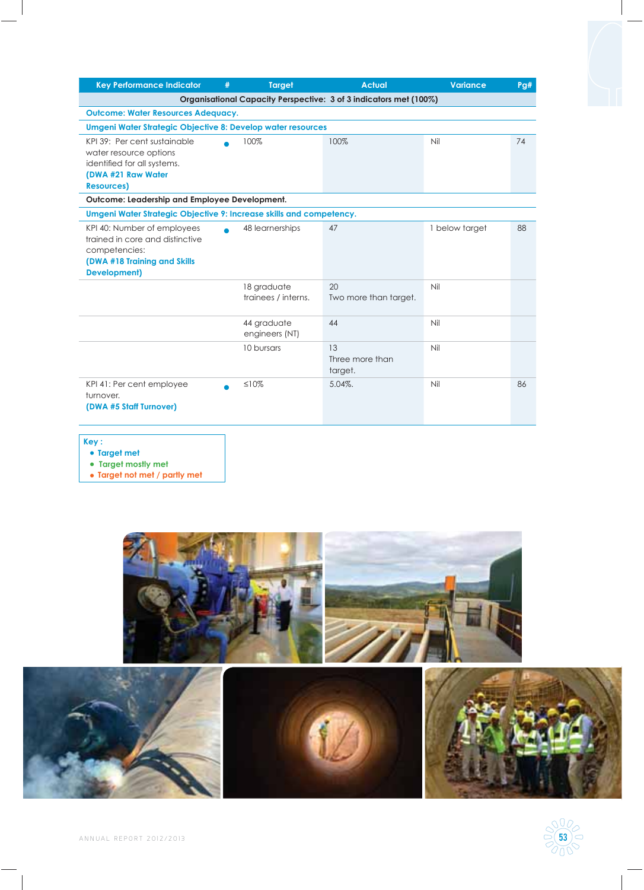| Key Performance Indicator | # | Target | Actual | Variance | Pg# |
|---|---|---|---|---|---|
| **Organisational Capacity Perspective: 3 of 3 indicators met (100%)** | | | | | |
| **Outcome: Water Resources Adequacy.** | | | | | |
| **Umgeni Water Strategic Objective 8: Develop water resources** | | | | | |
| KPI 39: Per cent sustainable water resource options identified for all systems. **(DWA #21 Raw Water Resources)** | ● | 100% | 100% | Nil | 74 |
| **Outcome: Leadership and Employee Development.** | | | | | |
| **Umgeni Water Strategic Objective 9: Increase skills and competency.** | | | | | |
| KPI 40: Number of employees trained in core and distinctive competencies: **(DWA #18 Training and Skills Development)** | ● | 48 learnerships | 47 | 1 below target | 88 |
| | | 18 graduate trainees / interns. | 20 Two more than target. | Nil | |
| | | 44 graduate engineers (NT) | 44 | Nil | |
| | | 10 bursars | 13 Three more than target. | Nil | |
| KPI 41: Per cent employee turnover. **(DWA #5 Staff Turnover)** | ● | ≤10% | 5.04%. | Nil | 86 |

**Key :**

- Target met
- Target mostly met
- Target not met / partly met